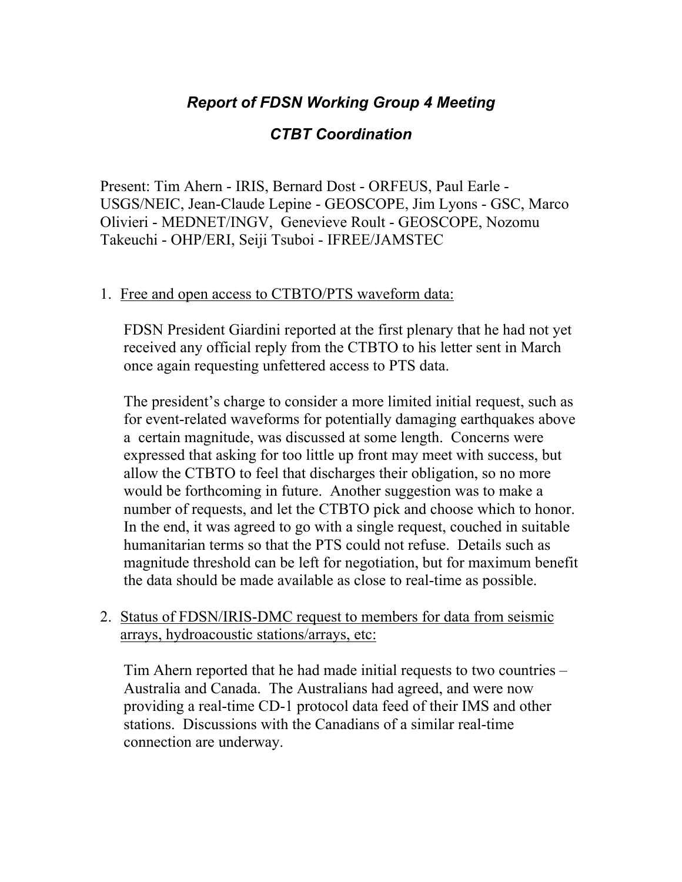# *Report of FDSN Working Group 4 Meeting*

## *CTBT Coordination*

Present: Tim Ahern - IRIS, Bernard Dost - ORFEUS, Paul Earle - USGS/NEIC, Jean-Claude Lepine - GEOSCOPE, Jim Lyons - GSC, Marco Olivieri - MEDNET/INGV, Genevieve Roult - GEOSCOPE, Nozomu Takeuchi - OHP/ERI, Seiji Tsuboi - IFREE/JAMSTEC

1. <u>Free and open access to CTBTO/PTS waveform data:</u>

   FDSN President Giardini reported at the first plenary that he had not yet received any official reply from the CTBTO to his letter sent in March once again requesting unfettered access to PTS data.

   The president's charge to consider a more limited initial request, such as for event-related waveforms for potentially damaging earthquakes above a certain magnitude, was discussed at some length. Concerns were expressed that asking for too little up front may meet with success, but allow the CTBTO to feel that discharges their obligation, so no more would be forthcoming in future. Another suggestion was to make a number of requests, and let the CTBTO pick and choose which to honor. In the end, it was agreed to go with a single request, couched in suitable humanitarian terms so that the PTS could not refuse. Details such as magnitude threshold can be left for negotiation, but for maximum benefit the data should be made available as close to real-time as possible.

2. <u>Status of FDSN/IRIS-DMC request to members for data from seismic arrays, hydroacoustic stations/arrays, etc:</u>

   Tim Ahern reported that he had made initial requests to two countries – Australia and Canada. The Australians had agreed, and were now providing a real-time CD-1 protocol data feed of their IMS and other stations. Discussions with the Canadians of a similar real-time connection are underway.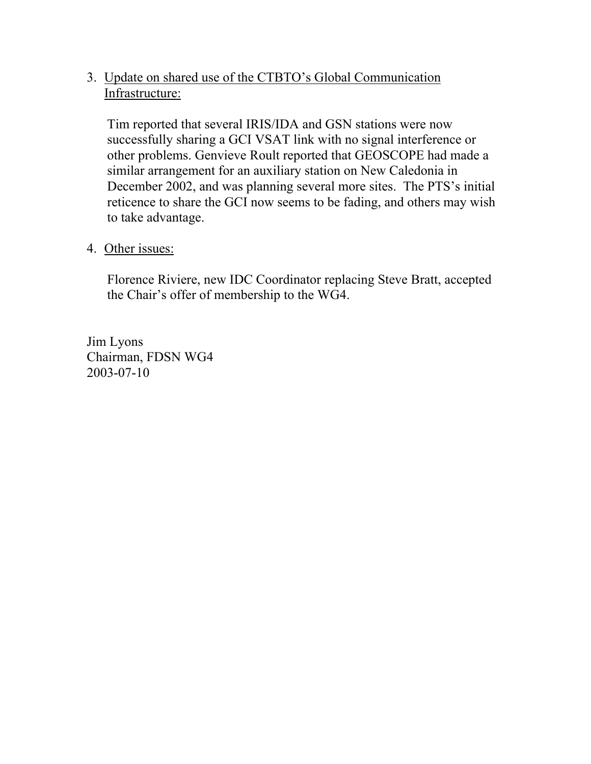3. <u>Update on shared use of the CTBTO's Global Communication Infrastructure:</u>

   Tim reported that several IRIS/IDA and GSN stations were now successfully sharing a GCI VSAT link with no signal interference or other problems. Genvieve Roult reported that GEOSCOPE had made a similar arrangement for an auxiliary station on New Caledonia in December 2002, and was planning several more sites. The PTS's initial reticence to share the GCI now seems to be fading, and others may wish to take advantage.

4. <u>Other issues:</u>

   Florence Riviere, new IDC Coordinator replacing Steve Bratt, accepted the Chair's offer of membership to the WG4.

Jim Lyons
Chairman, FDSN WG4
2003-07-10